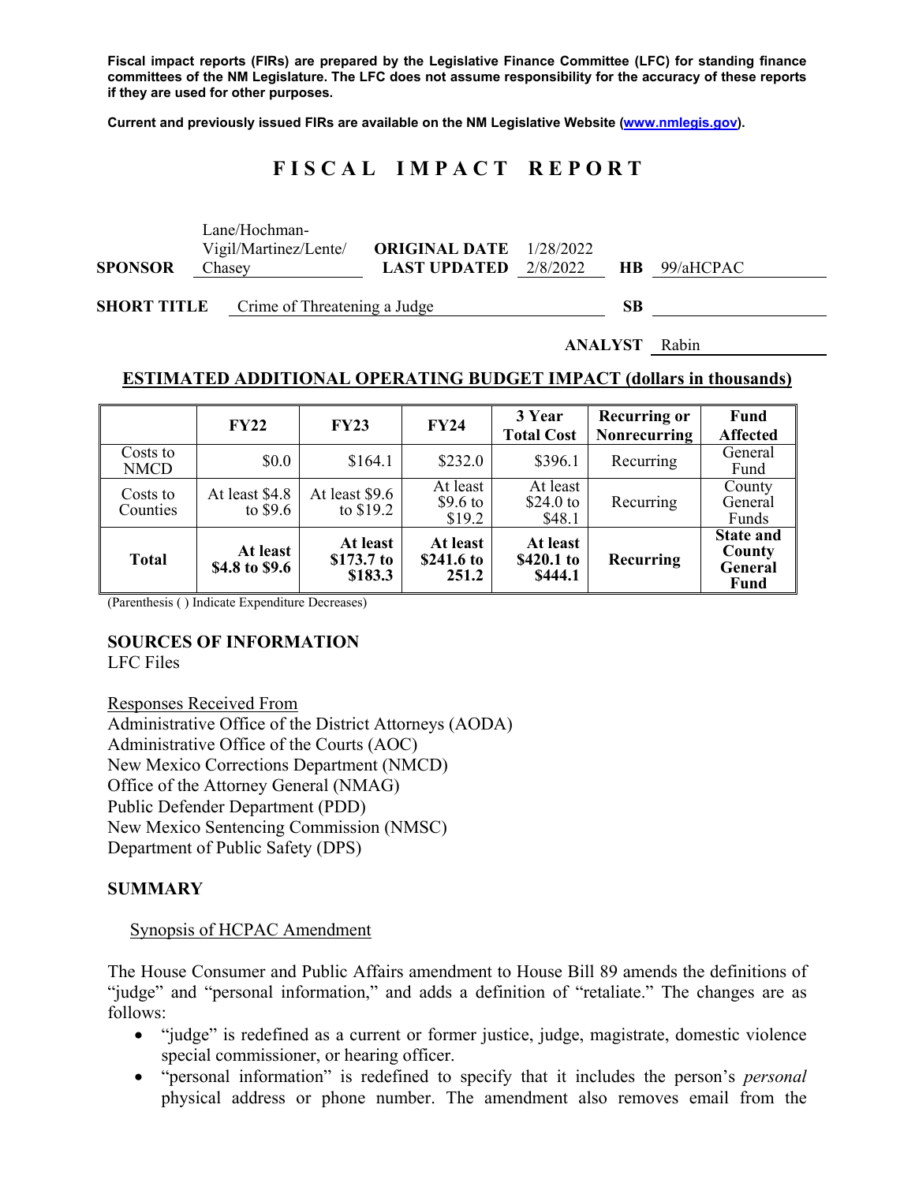**Fiscal impact reports (FIRs) are prepared by the Legislative Finance Committee (LFC) for standing finance committees of the NM Legislature. The LFC does not assume responsibility for the accuracy of these reports if they are used for other purposes.**

**Current and previously issued FIRs are available on the NM Legislative Website (www.nmlegis.gov).**

# FISCAL IMPACT REPORT

**SPONSOR** Lane/Hochman-Vigil/Martinez/Lente/Chasey **ORIGINAL DATE** 1/28/2022 **LAST UPDATED** 2/8/2022 **HB** 99/aHCPAC

**SHORT TITLE** Crime of Threatening a Judge **SB**

**ANALYST** Rabin

## ESTIMATED ADDITIONAL OPERATING BUDGET IMPACT (dollars in thousands)

| | FY22 | FY23 | FY24 | 3 Year Total Cost | Recurring or Nonrecurring | Fund Affected |
|---|---|---|---|---|---|---|
| Costs to NMCD | $0.0 | $164.1 | $232.0 | $396.1 | Recurring | General Fund |
| Costs to Counties | At least $4.8 to $9.6 | At least $9.6 to $19.2 | At least $9.6 to $19.2 | At least $24.0 to $48.1 | Recurring | County General Funds |
| **Total** | **At least $4.8 to $9.6** | **At least $173.7 to $183.3** | **At least $241.6 to 251.2** | **At least $420.1 to $444.1** | **Recurring** | **State and County General Fund** |

(Parenthesis ( ) Indicate Expenditure Decreases)

## SOURCES OF INFORMATION

LFC Files

Responses Received From
Administrative Office of the District Attorneys (AODA)
Administrative Office of the Courts (AOC)
New Mexico Corrections Department (NMCD)
Office of the Attorney General (NMAG)
Public Defender Department (PDD)
New Mexico Sentencing Commission (NMSC)
Department of Public Safety (DPS)

## SUMMARY

Synopsis of HCPAC Amendment

The House Consumer and Public Affairs amendment to House Bill 89 amends the definitions of "judge" and "personal information," and adds a definition of "retaliate." The changes are as follows:

- "judge" is redefined as a current or former justice, judge, magistrate, domestic violence special commissioner, or hearing officer.
- "personal information" is redefined to specify that it includes the person's *personal* physical address or phone number. The amendment also removes email from the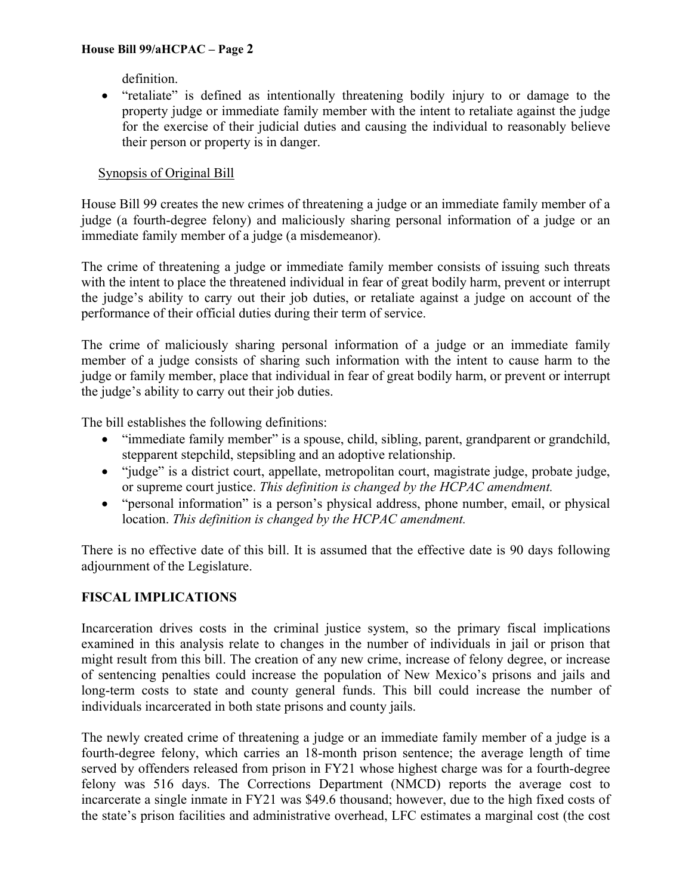definition.

- "retaliate" is defined as intentionally threatening bodily injury to or damage to the property judge or immediate family member with the intent to retaliate against the judge for the exercise of their judicial duties and causing the individual to reasonably believe their person or property is in danger.

Synopsis of Original Bill

House Bill 99 creates the new crimes of threatening a judge or an immediate family member of a judge (a fourth-degree felony) and maliciously sharing personal information of a judge or an immediate family member of a judge (a misdemeanor).

The crime of threatening a judge or immediate family member consists of issuing such threats with the intent to place the threatened individual in fear of great bodily harm, prevent or interrupt the judge's ability to carry out their job duties, or retaliate against a judge on account of the performance of their official duties during their term of service.

The crime of maliciously sharing personal information of a judge or an immediate family member of a judge consists of sharing such information with the intent to cause harm to the judge or family member, place that individual in fear of great bodily harm, or prevent or interrupt the judge's ability to carry out their job duties.

The bill establishes the following definitions:

- "immediate family member" is a spouse, child, sibling, parent, grandparent or grandchild, stepparent stepchild, stepsibling and an adoptive relationship.
- "judge" is a district court, appellate, metropolitan court, magistrate judge, probate judge, or supreme court justice. *This definition is changed by the HCPAC amendment.*
- "personal information" is a person's physical address, phone number, email, or physical location. *This definition is changed by the HCPAC amendment.*

There is no effective date of this bill. It is assumed that the effective date is 90 days following adjournment of the Legislature.

## FISCAL IMPLICATIONS

Incarceration drives costs in the criminal justice system, so the primary fiscal implications examined in this analysis relate to changes in the number of individuals in jail or prison that might result from this bill. The creation of any new crime, increase of felony degree, or increase of sentencing penalties could increase the population of New Mexico's prisons and jails and long-term costs to state and county general funds. This bill could increase the number of individuals incarcerated in both state prisons and county jails.

The newly created crime of threatening a judge or an immediate family member of a judge is a fourth-degree felony, which carries an 18-month prison sentence; the average length of time served by offenders released from prison in FY21 whose highest charge was for a fourth-degree felony was 516 days. The Corrections Department (NMCD) reports the average cost to incarcerate a single inmate in FY21 was $49.6 thousand; however, due to the high fixed costs of the state's prison facilities and administrative overhead, LFC estimates a marginal cost (the cost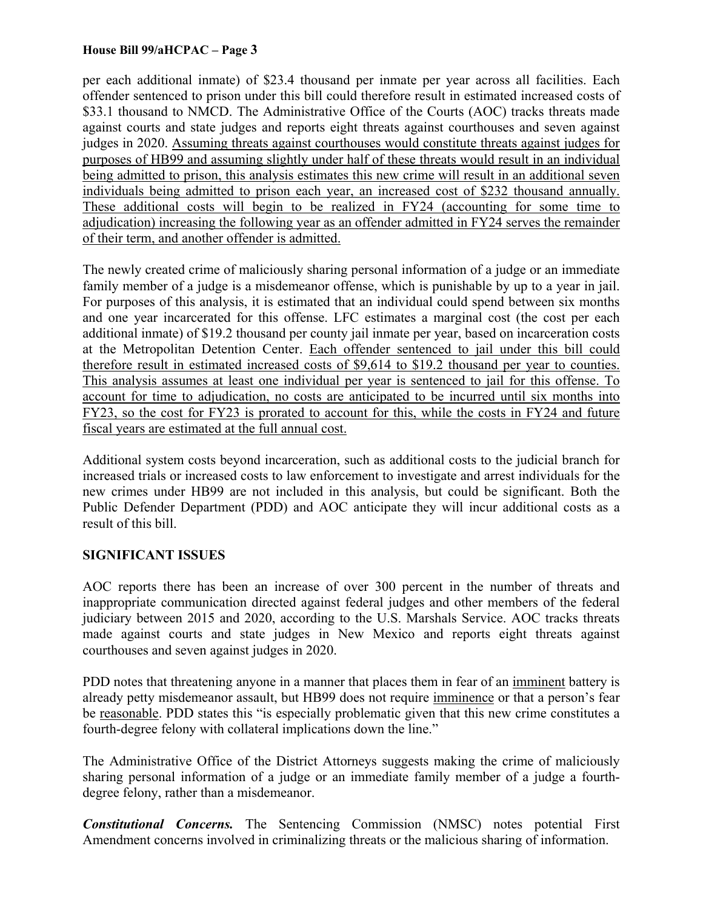per each additional inmate) of $23.4 thousand per inmate per year across all facilities. Each offender sentenced to prison under this bill could therefore result in estimated increased costs of $33.1 thousand to NMCD. The Administrative Office of the Courts (AOC) tracks threats made against courts and state judges and reports eight threats against courthouses and seven against judges in 2020. <u>Assuming threats against courthouses would constitute threats against judges for purposes of HB99 and assuming slightly under half of these threats would result in an individual being admitted to prison, this analysis estimates this new crime will result in an additional seven individuals being admitted to prison each year, an increased cost of $232 thousand annually. These additional costs will begin to be realized in FY24 (accounting for some time to adjudication) increasing the following year as an offender admitted in FY24 serves the remainder of their term, and another offender is admitted.</u>

The newly created crime of maliciously sharing personal information of a judge or an immediate family member of a judge is a misdemeanor offense, which is punishable by up to a year in jail. For purposes of this analysis, it is estimated that an individual could spend between six months and one year incarcerated for this offense. LFC estimates a marginal cost (the cost per each additional inmate) of $19.2 thousand per county jail inmate per year, based on incarceration costs at the Metropolitan Detention Center. <u>Each offender sentenced to jail under this bill could therefore result in estimated increased costs of $9,614 to $19.2 thousand per year to counties. This analysis assumes at least one individual per year is sentenced to jail for this offense. To account for time to adjudication, no costs are anticipated to be incurred until six months into FY23, so the cost for FY23 is prorated to account for this, while the costs in FY24 and future fiscal years are estimated at the full annual cost.</u>

Additional system costs beyond incarceration, such as additional costs to the judicial branch for increased trials or increased costs to law enforcement to investigate and arrest individuals for the new crimes under HB99 are not included in this analysis, but could be significant. Both the Public Defender Department (PDD) and AOC anticipate they will incur additional costs as a result of this bill.

**SIGNIFICANT ISSUES**

AOC reports there has been an increase of over 300 percent in the number of threats and inappropriate communication directed against federal judges and other members of the federal judiciary between 2015 and 2020, according to the U.S. Marshals Service. AOC tracks threats made against courts and state judges in New Mexico and reports eight threats against courthouses and seven against judges in 2020.

PDD notes that threatening anyone in a manner that places them in fear of an <u>imminent</u> battery is already petty misdemeanor assault, but HB99 does not require <u>imminence</u> or that a person's fear be <u>reasonable</u>. PDD states this "is especially problematic given that this new crime constitutes a fourth-degree felony with collateral implications down the line."

The Administrative Office of the District Attorneys suggests making the crime of maliciously sharing personal information of a judge or an immediate family member of a judge a fourth-degree felony, rather than a misdemeanor.

***Constitutional Concerns.*** The Sentencing Commission (NMSC) notes potential First Amendment concerns involved in criminalizing threats or the malicious sharing of information.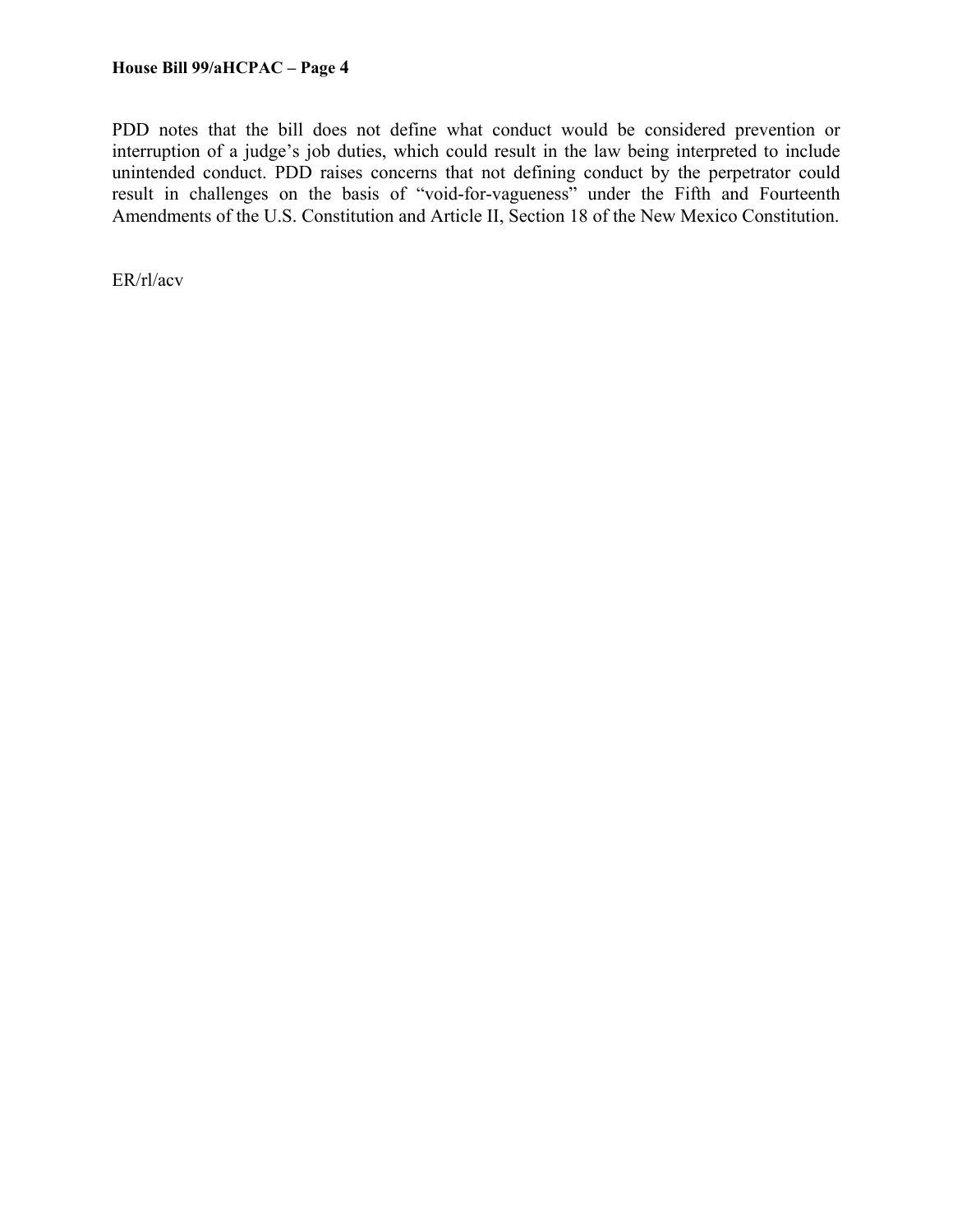PDD notes that the bill does not define what conduct would be considered prevention or interruption of a judge's job duties, which could result in the law being interpreted to include unintended conduct. PDD raises concerns that not defining conduct by the perpetrator could result in challenges on the basis of "void-for-vagueness" under the Fifth and Fourteenth Amendments of the U.S. Constitution and Article II, Section 18 of the New Mexico Constitution.

ER/rl/acv